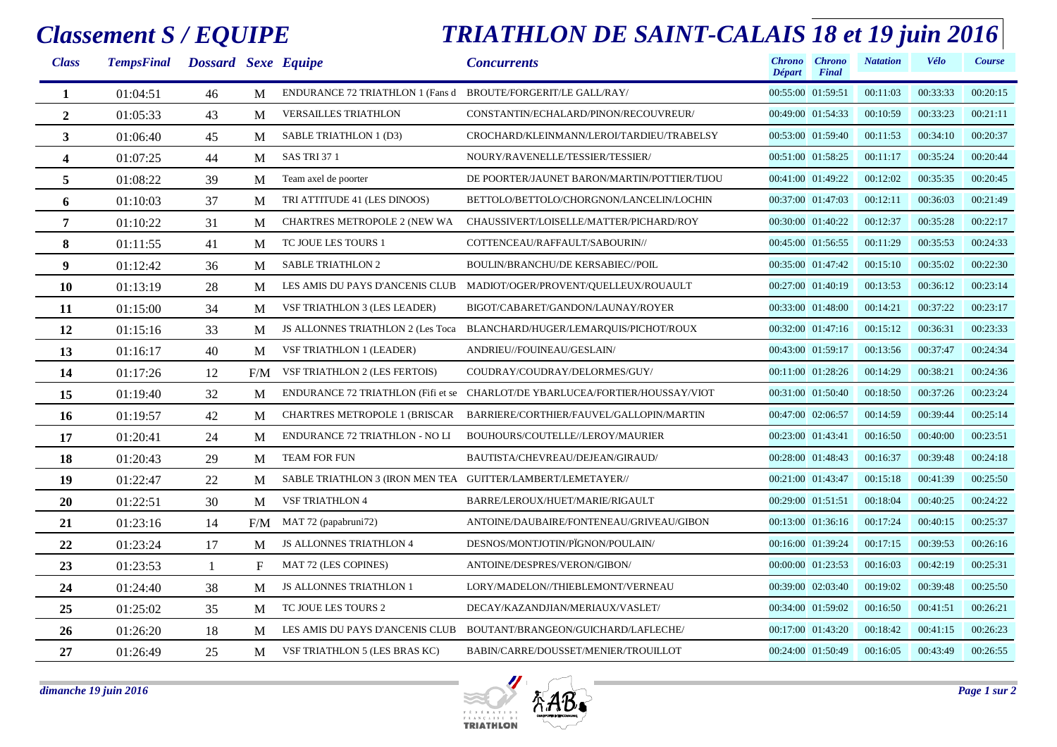# Classement S / EQUIPE

# TRIATHLON DE SAINT-CALAIS 18 et 19 juin 2016

| Class | TempsFinal | Dossard | Sexe | Equipe | Concurrents | Chrono Départ | Chrono Final | Natation | Vélo | Course |
|---|---|---|---|---|---|---|---|---|---|---|
| 1 | 01:04:51 | 46 | M | ENDURANCE 72 TRIATHLON 1 (Fans d | BROUTE/FORGERIT/LE GALL/RAY/ | 00:55:00 | 01:59:51 | 00:11:03 | 00:33:33 | 00:20:15 |
| 2 | 01:05:33 | 43 | M | VERSAILLES TRIATHLON | CONSTANTIN/ECHALARD/PINON/RECOUVREUR/ | 00:49:00 | 01:54:33 | 00:10:59 | 00:33:23 | 00:21:11 |
| 3 | 01:06:40 | 45 | M | SABLE TRIATHLON 1 (D3) | CROCHARD/KLEINMANN/LEROI/TARDIEU/TRABELSY | 00:53:00 | 01:59:40 | 00:11:53 | 00:34:10 | 00:20:37 |
| 4 | 01:07:25 | 44 | M | SAS TRI 37 1 | NOURY/RAVENELLE/TESSIER/TESSIER/ | 00:51:00 | 01:58:25 | 00:11:17 | 00:35:24 | 00:20:44 |
| 5 | 01:08:22 | 39 | M | Team axel de poorter | DE POORTER/JAUNET BARON/MARTIN/POTTIER/TIJOU | 00:41:00 | 01:49:22 | 00:12:02 | 00:35:35 | 00:20:45 |
| 6 | 01:10:03 | 37 | M | TRI ATTITUDE 41 (LES DINOOS) | BETTOLO/BETTOLO/CHORGNON/LANCELIN/LOCHIN | 00:37:00 | 01:47:03 | 00:12:11 | 00:36:03 | 00:21:49 |
| 7 | 01:10:22 | 31 | M | CHARTRES METROPOLE 2 (NEW WA | CHAUSSIVERT/LOISELLE/MATTER/PICHARD/ROY | 00:30:00 | 01:40:22 | 00:12:37 | 00:35:28 | 00:22:17 |
| 8 | 01:11:55 | 41 | M | TC JOUE LES TOURS 1 | COTTENCEAU/RAFFAULT/SABOURIN// | 00:45:00 | 01:56:55 | 00:11:29 | 00:35:53 | 00:24:33 |
| 9 | 01:12:42 | 36 | M | SABLE TRIATHLON 2 | BOULIN/BRANCHU/DE KERSABIEC//POIL | 00:35:00 | 01:47:42 | 00:15:10 | 00:35:02 | 00:22:30 |
| 10 | 01:13:19 | 28 | M | LES AMIS DU PAYS D'ANCENIS CLUB | MADIOT/OGER/PROVENT/QUELLEUX/ROUAULT | 00:27:00 | 01:40:19 | 00:13:53 | 00:36:12 | 00:23:14 |
| 11 | 01:15:00 | 34 | M | VSF TRIATHLON 3 (LES LEADER) | BIGOT/CABARET/GANDON/LAUNAY/ROYER | 00:33:00 | 01:48:00 | 00:14:21 | 00:37:22 | 00:23:17 |
| 12 | 01:15:16 | 33 | M | JS ALLONNES TRIATHLON 2 (Les Toca | BLANCHARD/HUGER/LEMARQUIS/PICHOT/ROUX | 00:32:00 | 01:47:16 | 00:15:12 | 00:36:31 | 00:23:33 |
| 13 | 01:16:17 | 40 | M | VSF TRIATHLON 1 (LEADER) | ANDRIEU//FOUINEAU/GESLAIN/ | 00:43:00 | 01:59:17 | 00:13:56 | 00:37:47 | 00:24:34 |
| 14 | 01:17:26 | 12 | F/M | VSF TRIATHLON 2 (LES FERTOIS) | COUDRAY/COUDRAY/DELORMES/GUY/ | 00:11:00 | 01:28:26 | 00:14:29 | 00:38:21 | 00:24:36 |
| 15 | 01:19:40 | 32 | M | ENDURANCE 72 TRIATHLON (Fifi et se | CHARLOT/DE YBARLUCEA/FORTIER/HOUSSAY/VIOT | 00:31:00 | 01:50:40 | 00:18:50 | 00:37:26 | 00:23:24 |
| 16 | 01:19:57 | 42 | M | CHARTRES METROPOLE 1 (BRISCAR | BARRIERE/CORTHIER/FAUVEL/GALLOPIN/MARTIN | 00:47:00 | 02:06:57 | 00:14:59 | 00:39:44 | 00:25:14 |
| 17 | 01:20:41 | 24 | M | ENDURANCE 72 TRIATHLON - NO LI | BOUHOURS/COUTELLE//LEROY/MAURIER | 00:23:00 | 01:43:41 | 00:16:50 | 00:40:00 | 00:23:51 |
| 18 | 01:20:43 | 29 | M | TEAM FOR FUN | BAUTISTA/CHEVREAU/DEJEAN/GIRAUD/ | 00:28:00 | 01:48:43 | 00:16:37 | 00:39:48 | 00:24:18 |
| 19 | 01:22:47 | 22 | M | SABLE TRIATHLON 3 (IRON MEN TEA | GUITTER/LAMBERT/LEMETAYER// | 00:21:00 | 01:43:47 | 00:15:18 | 00:41:39 | 00:25:50 |
| 20 | 01:22:51 | 30 | M | VSF TRIATHLON 4 | BARRE/LEROUX/HUET/MARIE/RIGAULT | 00:29:00 | 01:51:51 | 00:18:04 | 00:40:25 | 00:24:22 |
| 21 | 01:23:16 | 14 | F/M | MAT 72 (papabruni72) | ANTOINE/DAUBAIRE/FONTENEAU/GRIVEAU/GIBON | 00:13:00 | 01:36:16 | 00:17:24 | 00:40:15 | 00:25:37 |
| 22 | 01:23:24 | 17 | M | JS ALLONNES TRIATHLON 4 | DESNOS/MONTJOTIN/PÏGNON/POULAIN/ | 00:16:00 | 01:39:24 | 00:17:15 | 00:39:53 | 00:26:16 |
| 23 | 01:23:53 | 1 | F | MAT 72 (LES COPINES) | ANTOINE/DESPRES/VERON/GIBON/ | 00:00:00 | 01:23:53 | 00:16:03 | 00:42:19 | 00:25:31 |
| 24 | 01:24:40 | 38 | M | JS ALLONNES TRIATHLON 1 | LORY/MADELON//THIEBLEMONT/VERNEAU | 00:39:00 | 02:03:40 | 00:19:02 | 00:39:48 | 00:25:50 |
| 25 | 01:25:02 | 35 | M | TC JOUE LES TOURS 2 | DECAY/KAZANDJIAN/MERIAUX/VASLET/ | 00:34:00 | 01:59:02 | 00:16:50 | 00:41:51 | 00:26:21 |
| 26 | 01:26:20 | 18 | M | LES AMIS DU PAYS D'ANCENIS CLUB | BOUTANT/BRANGEON/GUICHARD/LAFLECHE/ | 00:17:00 | 01:43:20 | 00:18:42 | 00:41:15 | 00:26:23 |
| 27 | 01:26:49 | 25 | M | VSF TRIATHLON 5 (LES BRAS KC) | BABIN/CARRE/DOUSSET/MENIER/TROUILLOT | 00:24:00 | 01:50:49 | 00:16:05 | 00:43:49 | 00:26:55 |

*dimanche 19 juin 2016*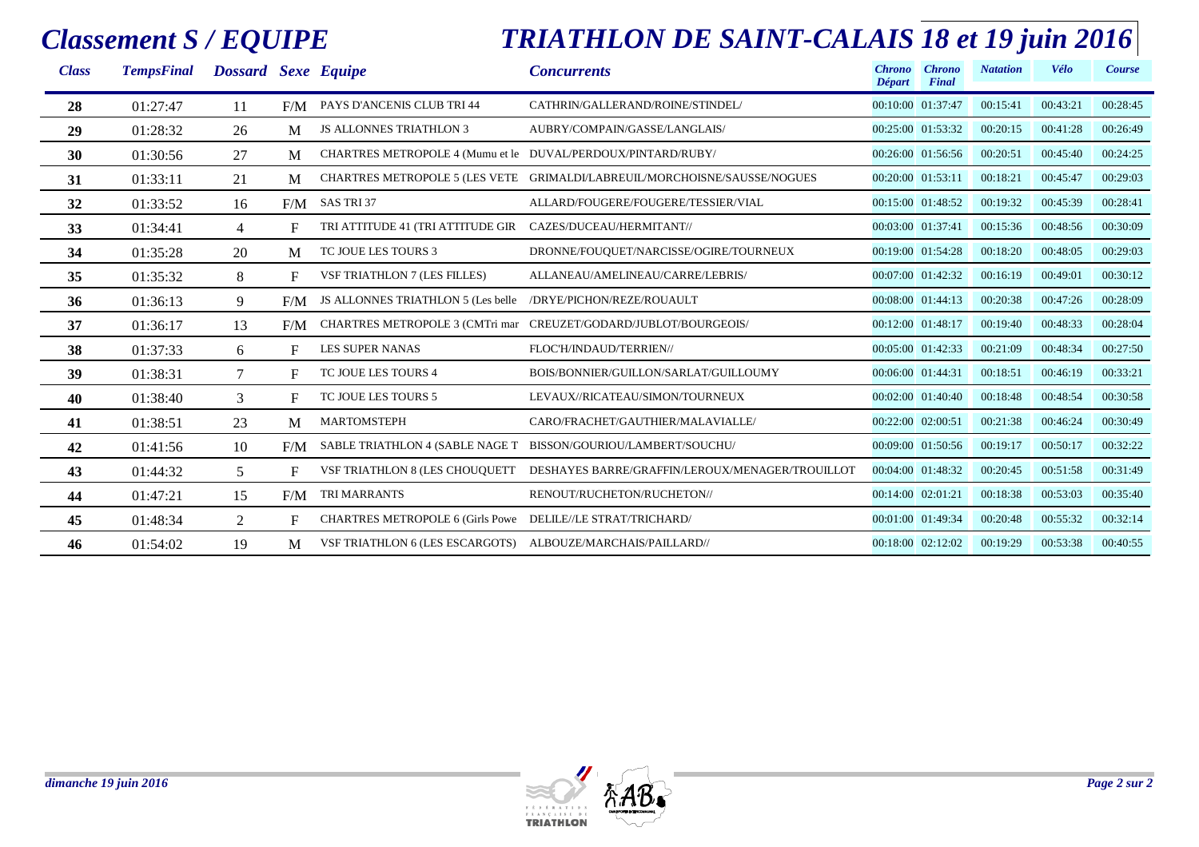# Classement S / EQUIPE

# TRIATHLON DE SAINT-CALAIS 18 et 19 juin 2016

| Class | TempsFinal | Dossard | Sexe | Equipe | Concurrents | Chrono Départ | Chrono Final | Natation | Vélo | Course |
|---|---|---|---|---|---|---|---|---|---|---|
| 28 | 01:27:47 | 11 | F/M | PAYS D'ANCENIS CLUB TRI 44 | CATHRIN/GALLERAND/ROINE/STINDEL/ | 00:10:00 | 01:37:47 | 00:15:41 | 00:43:21 | 00:28:45 |
| 29 | 01:28:32 | 26 | M | JS ALLONNES TRIATHLON 3 | AUBRY/COMPAIN/GASSE/LANGLAIS/ | 00:25:00 | 01:53:32 | 00:20:15 | 00:41:28 | 00:26:49 |
| 30 | 01:30:56 | 27 | M | CHARTRES METROPOLE 4 (Mumu et le | DUVAL/PERDOUX/PINTARD/RUBY/ | 00:26:00 | 01:56:56 | 00:20:51 | 00:45:40 | 00:24:25 |
| 31 | 01:33:11 | 21 | M | CHARTRES METROPOLE 5 (LES VETE | GRIMALDI/LABREUIL/MORCHOISNE/SAUSSE/NOGUES | 00:20:00 | 01:53:11 | 00:18:21 | 00:45:47 | 00:29:03 |
| 32 | 01:33:52 | 16 | F/M | SAS TRI 37 | ALLARD/FOUGERE/FOUGERE/TESSIER/VIAL | 00:15:00 | 01:48:52 | 00:19:32 | 00:45:39 | 00:28:41 |
| 33 | 01:34:41 | 4 | F | TRI ATTITUDE 41 (TRI ATTITUDE GIR | CAZES/DUCEAU/HERMITANT// | 00:03:00 | 01:37:41 | 00:15:36 | 00:48:56 | 00:30:09 |
| 34 | 01:35:28 | 20 | M | TC JOUE LES TOURS 3 | DRONNE/FOUQUET/NARCISSE/OGIRE/TOURNEUX | 00:19:00 | 01:54:28 | 00:18:20 | 00:48:05 | 00:29:03 |
| 35 | 01:35:32 | 8 | F | VSF TRIATHLON 7 (LES FILLES) | ALLANEAU/AMELINEAU/CARRE/LEBRIS/ | 00:07:00 | 01:42:32 | 00:16:19 | 00:49:01 | 00:30:12 |
| 36 | 01:36:13 | 9 | F/M | JS ALLONNES TRIATHLON 5 (Les belle | /DRYE/PICHON/REZE/ROUAULT | 00:08:00 | 01:44:13 | 00:20:38 | 00:47:26 | 00:28:09 |
| 37 | 01:36:17 | 13 | F/M | CHARTRES METROPOLE 3 (CMTri mar | CREUZET/GODARD/JUBLOT/BOURGEOIS/ | 00:12:00 | 01:48:17 | 00:19:40 | 00:48:33 | 00:28:04 |
| 38 | 01:37:33 | 6 | F | LES SUPER NANAS | FLOC'H/INDAUD/TERRIEN// | 00:05:00 | 01:42:33 | 00:21:09 | 00:48:34 | 00:27:50 |
| 39 | 01:38:31 | 7 | F | TC JOUE LES TOURS 4 | BOIS/BONNIER/GUILLON/SARLAT/GUILLOUMY | 00:06:00 | 01:44:31 | 00:18:51 | 00:46:19 | 00:33:21 |
| 40 | 01:38:40 | 3 | F | TC JOUE LES TOURS 5 | LEVAUX//RICATEAU/SIMON/TOURNEUX | 00:02:00 | 01:40:40 | 00:18:48 | 00:48:54 | 00:30:58 |
| 41 | 01:38:51 | 23 | M | MARTOMSTEPH | CARO/FRACHET/GAUTHIER/MALAVIALLE/ | 00:22:00 | 02:00:51 | 00:21:38 | 00:46:24 | 00:30:49 |
| 42 | 01:41:56 | 10 | F/M | SABLE TRIATHLON 4 (SABLE NAGE T | BISSON/GOURIOU/LAMBERT/SOUCHU/ | 00:09:00 | 01:50:56 | 00:19:17 | 00:50:17 | 00:32:22 |
| 43 | 01:44:32 | 5 | F | VSF TRIATHLON 8 (LES CHOUQUETT | DESHAYES BARRE/GRAFFIN/LEROUX/MENAGER/TROUILLOT | 00:04:00 | 01:48:32 | 00:20:45 | 00:51:58 | 00:31:49 |
| 44 | 01:47:21 | 15 | F/M | TRI MARRANTS | RENOUT/RUCHETON/RUCHETON// | 00:14:00 | 02:01:21 | 00:18:38 | 00:53:03 | 00:35:40 |
| 45 | 01:48:34 | 2 | F | CHARTRES METROPOLE 6 (Girls Powe | DELILE//LE STRAT/TRICHARD/ | 00:01:00 | 01:49:34 | 00:20:48 | 00:55:32 | 00:32:14 |
| 46 | 01:54:02 | 19 | M | VSF TRIATHLON 6 (LES ESCARGOTS) | ALBOUZE/MARCHAIS/PAILLARD// | 00:18:00 | 02:12:02 | 00:19:29 | 00:53:38 | 00:40:55 |

*dimanche 19 juin 2016*